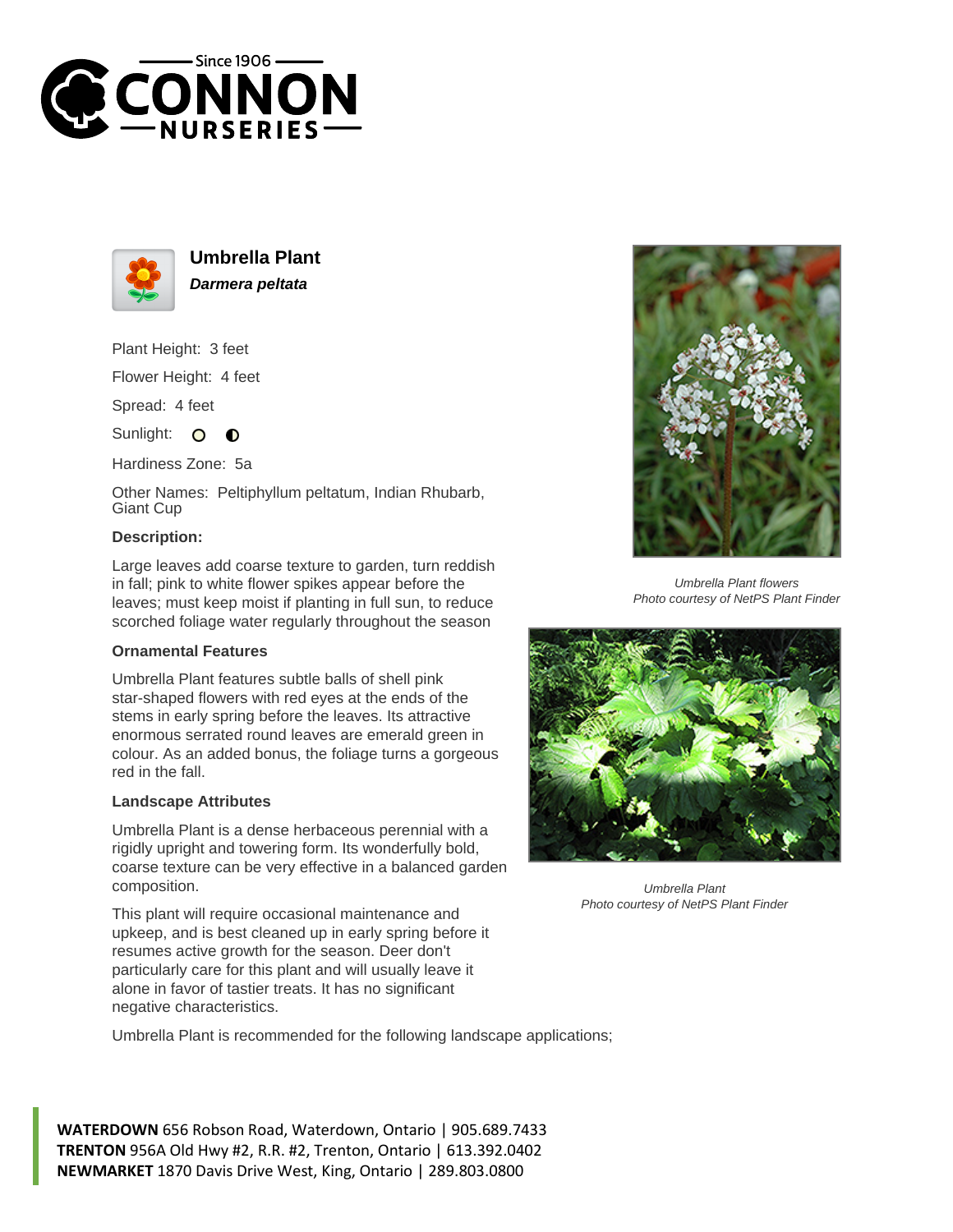# Umbrella Plant

***Darmera peltata***

Plant Height: 3 feet

Flower Height: 4 feet

Spread: 4 feet

Sunlight:

Hardiness Zone: 5a

Other Names: Peltiphyllum peltatum, Indian Rhubarb, Giant Cup

### Description:

Large leaves add coarse texture to garden, turn reddish in fall; pink to white flower spikes appear before the leaves; must keep moist if planting in full sun, to reduce scorched foliage water regularly throughout the season

### Ornamental Features

Umbrella Plant features subtle balls of shell pink star-shaped flowers with red eyes at the ends of the stems in early spring before the leaves. Its attractive enormous serrated round leaves are emerald green in colour. As an added bonus, the foliage turns a gorgeous red in the fall.

### Landscape Attributes

Umbrella Plant is a dense herbaceous perennial with a rigidly upright and towering form. Its wonderfully bold, coarse texture can be very effective in a balanced garden composition.

This plant will require occasional maintenance and upkeep, and is best cleaned up in early spring before it resumes active growth for the season. Deer don't particularly care for this plant and will usually leave it alone in favor of tastier treats. It has no significant negative characteristics.

Umbrella Plant is recommended for the following landscape applications;

*Umbrella Plant flowers*
*Photo courtesy of NetPS Plant Finder*

*Umbrella Plant*
*Photo courtesy of NetPS Plant Finder*

**WATERDOWN** 656 Robson Road, Waterdown, Ontario | 905.689.7433
**TRENTON** 956A Old Hwy #2, R.R. #2, Trenton, Ontario | 613.392.0402
**NEWMARKET** 1870 Davis Drive West, King, Ontario | 289.803.0800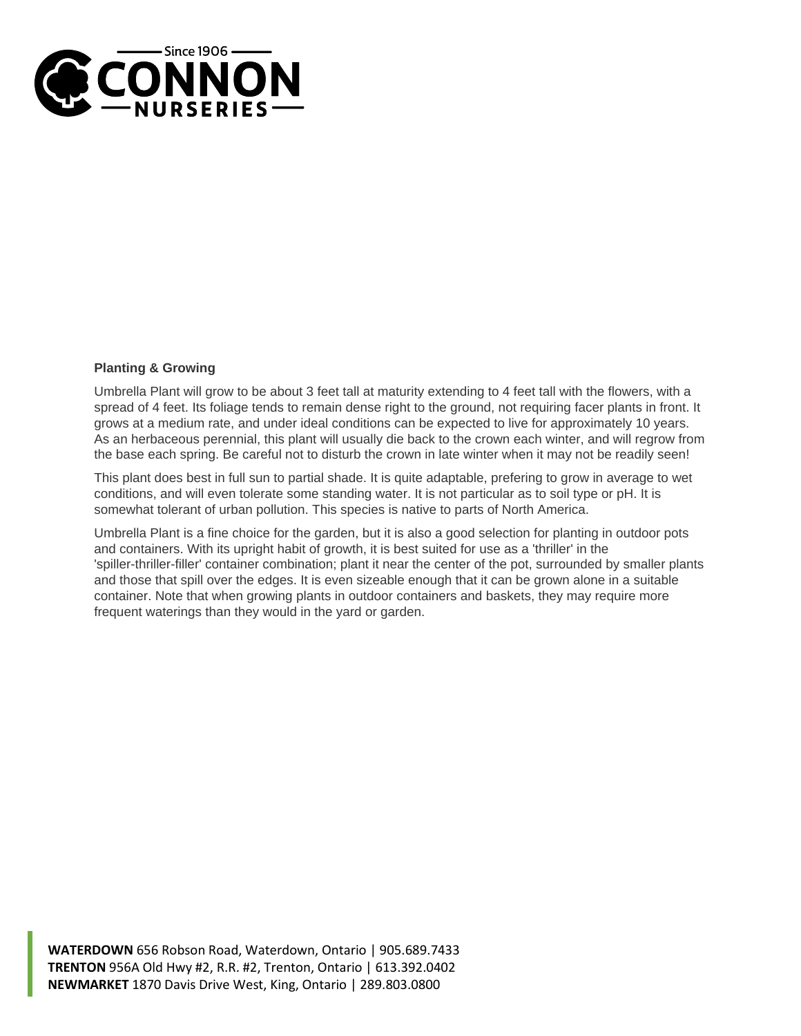### Planting & Growing

Umbrella Plant will grow to be about 3 feet tall at maturity extending to 4 feet tall with the flowers, with a spread of 4 feet. Its foliage tends to remain dense right to the ground, not requiring facer plants in front. It grows at a medium rate, and under ideal conditions can be expected to live for approximately 10 years. As an herbaceous perennial, this plant will usually die back to the crown each winter, and will regrow from the base each spring. Be careful not to disturb the crown in late winter when it may not be readily seen!

This plant does best in full sun to partial shade. It is quite adaptable, prefering to grow in average to wet conditions, and will even tolerate some standing water. It is not particular as to soil type or pH. It is somewhat tolerant of urban pollution. This species is native to parts of North America.

Umbrella Plant is a fine choice for the garden, but it is also a good selection for planting in outdoor pots and containers. With its upright habit of growth, it is best suited for use as a 'thriller' in the 'spiller-thriller-filler' container combination; plant it near the center of the pot, surrounded by smaller plants and those that spill over the edges. It is even sizeable enough that it can be grown alone in a suitable container. Note that when growing plants in outdoor containers and baskets, they may require more frequent waterings than they would in the yard or garden.